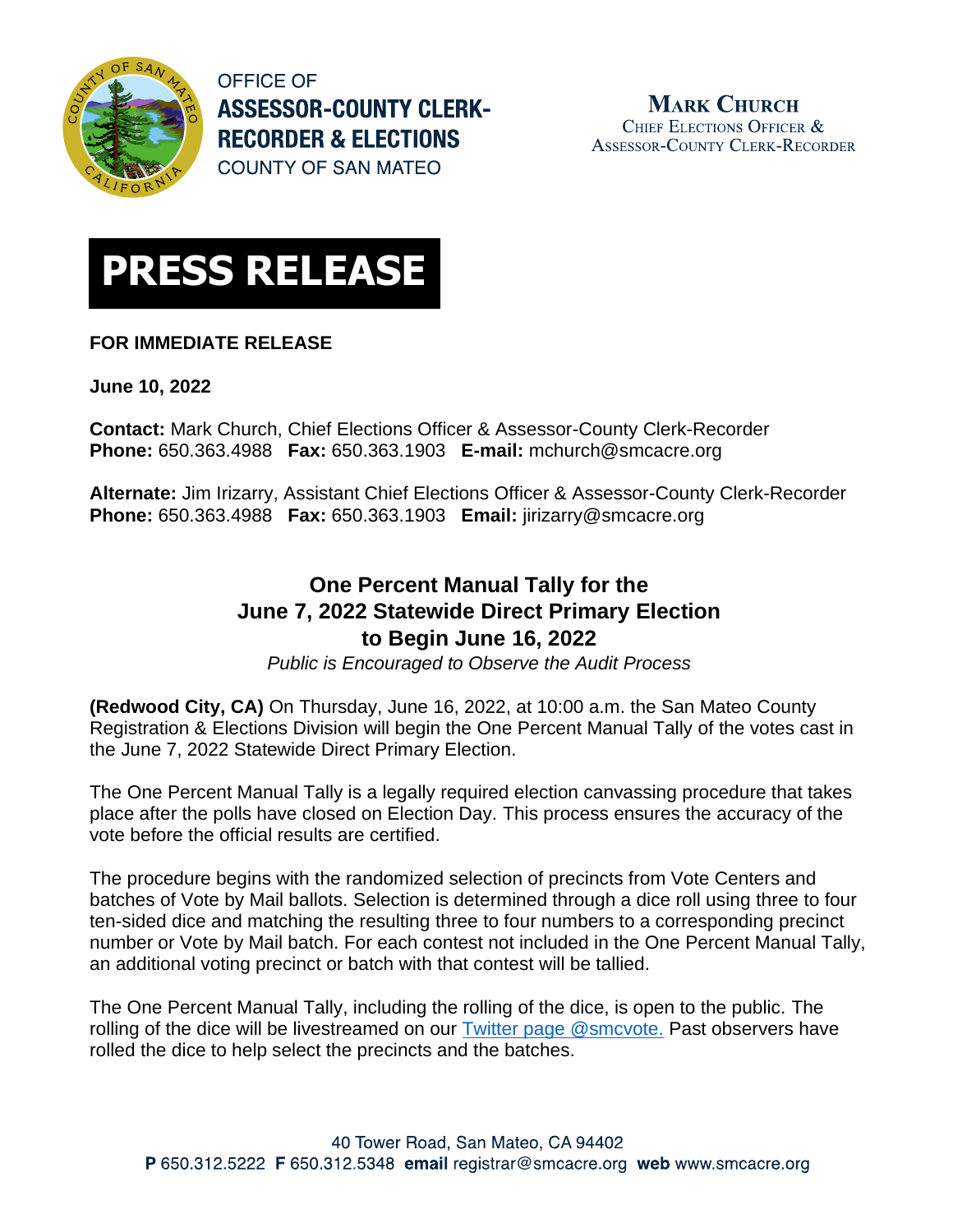OFFICE OF
**ASSESSOR-COUNTY CLERK-RECORDER & ELECTIONS**
COUNTY OF SAN MATEO

**MARK CHURCH**
CHIEF ELECTIONS OFFICER &
ASSESSOR-COUNTY CLERK-RECORDER

# PRESS RELEASE

**FOR IMMEDIATE RELEASE**

**June 10, 2022**

**Contact:** Mark Church, Chief Elections Officer & Assessor-County Clerk-Recorder
**Phone:** 650.363.4988 **Fax:** 650.363.1903 **E-mail:** mchurch@smcacre.org

**Alternate:** Jim Irizarry, Assistant Chief Elections Officer & Assessor-County Clerk-Recorder
**Phone:** 650.363.4988 **Fax:** 650.363.1903 **Email:** jirizarry@smcacre.org

## One Percent Manual Tally for the June 7, 2022 Statewide Direct Primary Election to Begin June 16, 2022

*Public is Encouraged to Observe the Audit Process*

**(Redwood City, CA)** On Thursday, June 16, 2022, at 10:00 a.m. the San Mateo County Registration & Elections Division will begin the One Percent Manual Tally of the votes cast in the June 7, 2022 Statewide Direct Primary Election.

The One Percent Manual Tally is a legally required election canvassing procedure that takes place after the polls have closed on Election Day. This process ensures the accuracy of the vote before the official results are certified.

The procedure begins with the randomized selection of precincts from Vote Centers and batches of Vote by Mail ballots. Selection is determined through a dice roll using three to four ten-sided dice and matching the resulting three to four numbers to a corresponding precinct number or Vote by Mail batch. For each contest not included in the One Percent Manual Tally, an additional voting precinct or batch with that contest will be tallied.

The One Percent Manual Tally, including the rolling of the dice, is open to the public. The rolling of the dice will be livestreamed on our Twitter page @smcvote. Past observers have rolled the dice to help select the precincts and the batches.

40 Tower Road, San Mateo, CA 94402
**P** 650.312.5222 **F** 650.312.5348 **email** registrar@smcacre.org **web** www.smcacre.org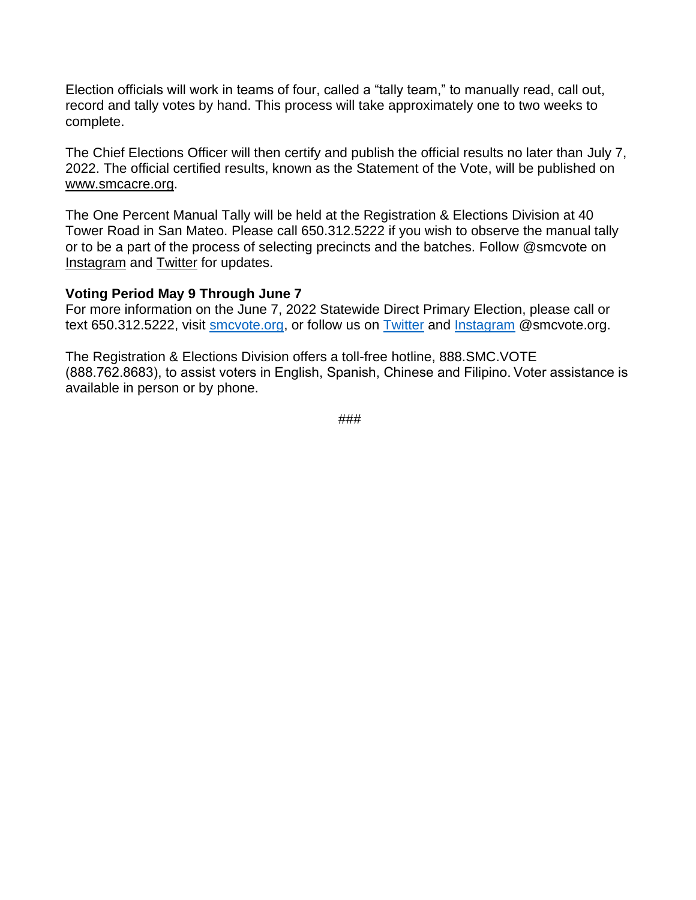Election officials will work in teams of four, called a "tally team," to manually read, call out, record and tally votes by hand. This process will take approximately one to two weeks to complete.

The Chief Elections Officer will then certify and publish the official results no later than July 7, 2022. The official certified results, known as the Statement of the Vote, will be published on www.smcacre.org.

The One Percent Manual Tally will be held at the Registration & Elections Division at 40 Tower Road in San Mateo. Please call 650.312.5222 if you wish to observe the manual tally or to be a part of the process of selecting precincts and the batches. Follow @smcvote on Instagram and Twitter for updates.

**Voting Period May 9 Through June 7**

For more information on the June 7, 2022 Statewide Direct Primary Election, please call or text 650.312.5222, visit smcvote.org, or follow us on Twitter and Instagram @smcvote.org.

The Registration & Elections Division offers a toll-free hotline, 888.SMC.VOTE (888.762.8683), to assist voters in English, Spanish, Chinese and Filipino. Voter assistance is available in person or by phone.

###